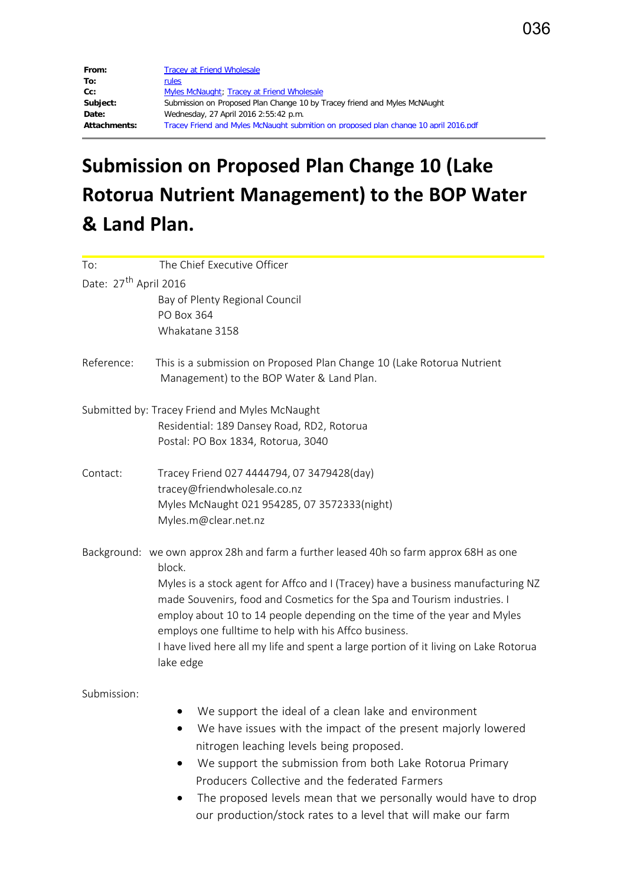036

**From:** Tracey at Friend Wholesale
**To:** rules
**Cc:** Myles McNaught; Tracey at Friend Wholesale
**Subject:** Submission on Proposed Plan Change 10 by Tracey friend and Myles McNAught
**Date:** Wednesday, 27 April 2016 2:55:42 p.m.
**Attachments:** Tracey Friend and Myles McNaught submition on proposed plan change 10 april 2016.pdf

# Submission on Proposed Plan Change 10 (Lake Rotorua Nutrient Management) to the BOP Water & Land Plan.

To: The Chief Executive Officer

Date: 27th April 2016

Bay of Plenty Regional Council
PO Box 364
Whakatane 3158

Reference: This is a submission on Proposed Plan Change 10 (Lake Rotorua Nutrient Management) to the BOP Water & Land Plan.

Submitted by: Tracey Friend and Myles McNaught
Residential: 189 Dansey Road, RD2, Rotorua
Postal: PO Box 1834, Rotorua, 3040

Contact: Tracey Friend 027 4444794, 07 3479428(day)
tracey@friendwholesale.co.nz
Myles McNaught 021 954285, 07 3572333(night)
Myles.m@clear.net.nz

Background: we own approx 28h and farm a further leased 40h so farm approx 68H as one block.
Myles is a stock agent for Affco and I (Tracey) have a business manufacturing NZ made Souvenirs, food and Cosmetics for the Spa and Tourism industries. I employ about 10 to 14 people depending on the time of the year and Myles employs one fulltime to help with his Affco business.
I have lived here all my life and spent a large portion of it living on Lake Rotorua lake edge

Submission:

- We support the ideal of a clean lake and environment
- We have issues with the impact of the present majorly lowered nitrogen leaching levels being proposed.
- We support the submission from both Lake Rotorua Primary Producers Collective and the federated Farmers
- The proposed levels mean that we personally would have to drop our production/stock rates to a level that will make our farm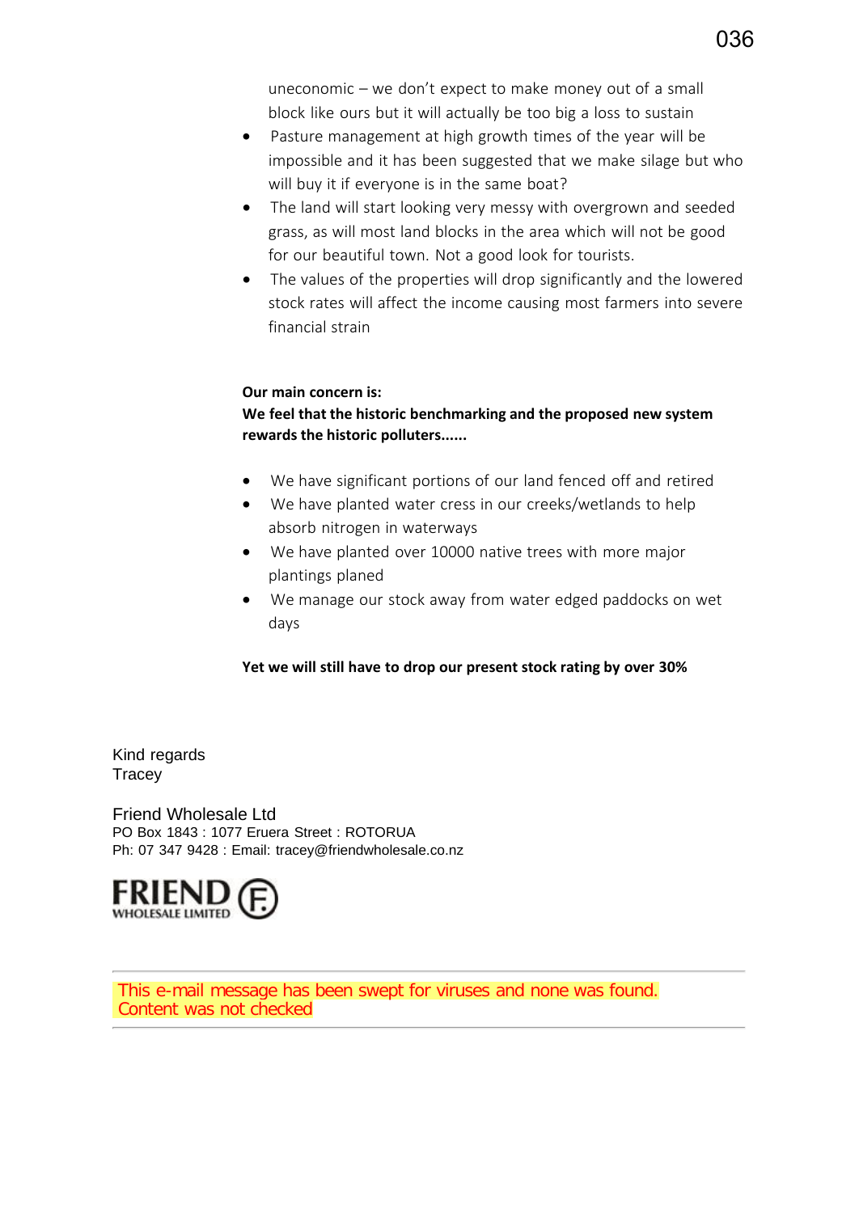uneconomic – we don't expect to make money out of a small block like ours but it will actually be too big a loss to sustain

- Pasture management at high growth times of the year will be impossible and it has been suggested that we make silage but who will buy it if everyone is in the same boat?
- The land will start looking very messy with overgrown and seeded grass, as will most land blocks in the area which will not be good for our beautiful town. Not a good look for tourists.
- The values of the properties will drop significantly and the lowered stock rates will affect the income causing most farmers into severe financial strain

**Our main concern is:**
**We feel that the historic benchmarking and the proposed new system rewards the historic polluters......**

- We have significant portions of our land fenced off and retired
- We have planted water cress in our creeks/wetlands to help absorb nitrogen in waterways
- We have planted over 10000 native trees with more major plantings planed
- We manage our stock away from water edged paddocks on wet days

**Yet we will still have to drop our present stock rating by over 30%**

Kind regards
Tracey

Friend Wholesale Ltd
PO Box 1843 : 1077 Eruera Street : ROTORUA
Ph: 07 347 9428 : Email: tracey@friendwholesale.co.nz

FRIEND WHOLESALE LIMITED

This e-mail message has been swept for viruses and none was found.
Content was not checked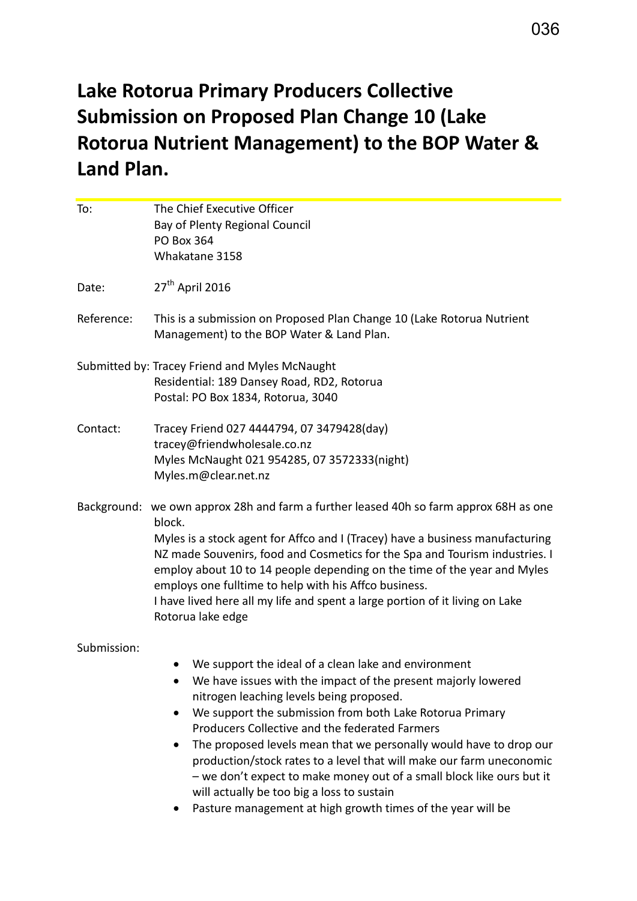# Lake Rotorua Primary Producers Collective Submission on Proposed Plan Change 10 (Lake Rotorua Nutrient Management) to the BOP Water & Land Plan.

| | |
|---|---|
| To: | The Chief Executive Officer<br>Bay of Plenty Regional Council<br>PO Box 364<br>Whakatane 3158 |
| Date: | 27th April 2016 |
| Reference: | This is a submission on Proposed Plan Change 10 (Lake Rotorua Nutrient Management) to the BOP Water & Land Plan. |
| Submitted by: | Tracey Friend and Myles McNaught<br>Residential: 189 Dansey Road, RD2, Rotorua<br>Postal: PO Box 1834, Rotorua, 3040 |
| Contact: | Tracey Friend 027 4444794, 07 3479428(day)<br>tracey@friendwholesale.co.nz<br>Myles McNaught 021 954285, 07 3572333(night)<br>Myles.m@clear.net.nz |
| Background: | we own approx 28h and farm a further leased 40h so farm approx 68H as one block.<br>Myles is a stock agent for Affco and I (Tracey) have a business manufacturing NZ made Souvenirs, food and Cosmetics for the Spa and Tourism industries. I employ about 10 to 14 people depending on the time of the year and Myles employs one fulltime to help with his Affco business.<br>I have lived here all my life and spent a large portion of it living on Lake Rotorua lake edge |

Submission:

- We support the ideal of a clean lake and environment
- We have issues with the impact of the present majorly lowered nitrogen leaching levels being proposed.
- We support the submission from both Lake Rotorua Primary Producers Collective and the federated Farmers
- The proposed levels mean that we personally would have to drop our production/stock rates to a level that will make our farm uneconomic – we don't expect to make money out of a small block like ours but it will actually be too big a loss to sustain
- Pasture management at high growth times of the year will be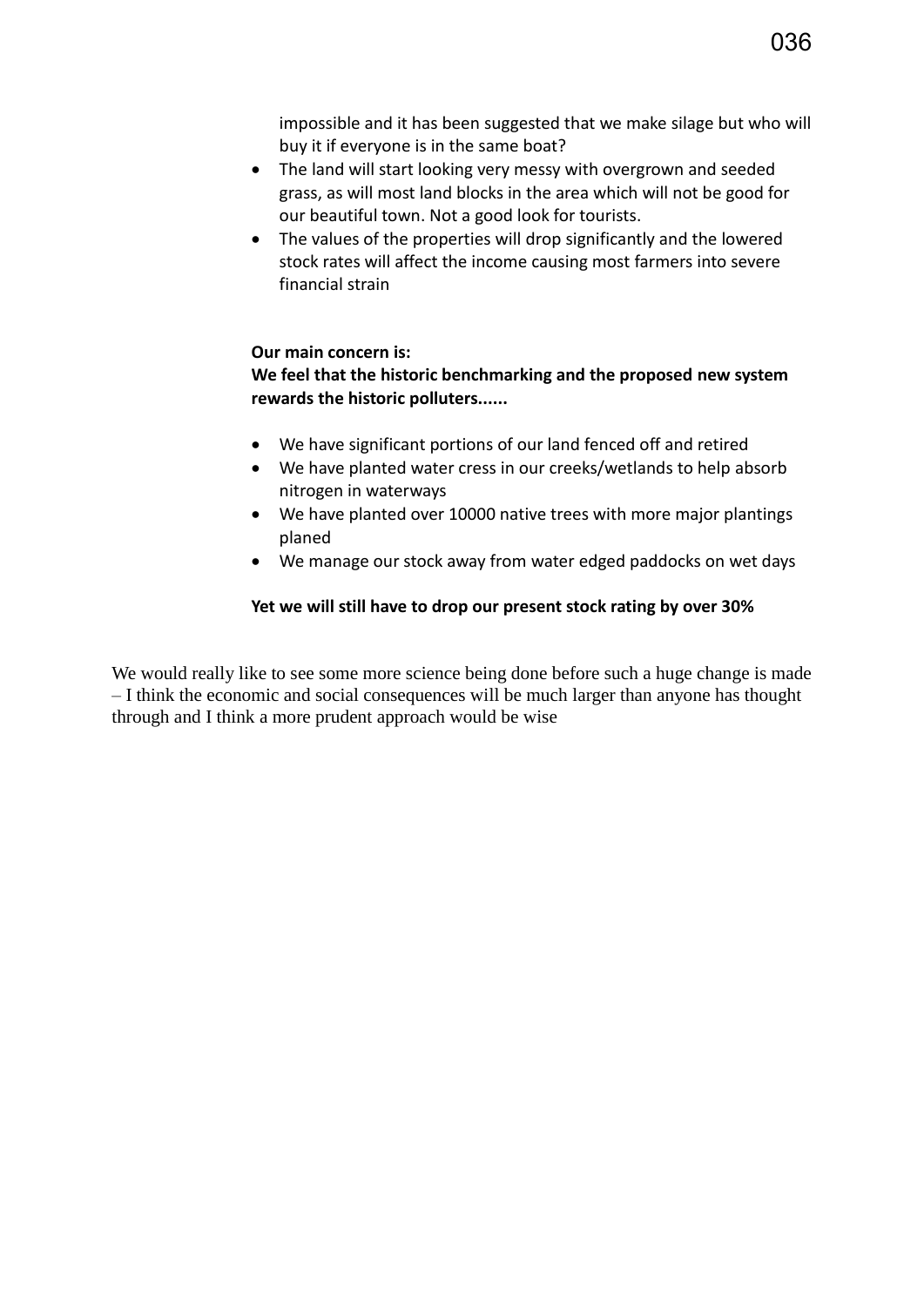impossible and it has been suggested that we make silage but who will buy it if everyone is in the same boat?

- The land will start looking very messy with overgrown and seeded grass, as will most land blocks in the area which will not be good for our beautiful town. Not a good look for tourists.
- The values of the properties will drop significantly and the lowered stock rates will affect the income causing most farmers into severe financial strain

**Our main concern is:**
**We feel that the historic benchmarking and the proposed new system rewards the historic polluters......**

- We have significant portions of our land fenced off and retired
- We have planted water cress in our creeks/wetlands to help absorb nitrogen in waterways
- We have planted over 10000 native trees with more major plantings planed
- We manage our stock away from water edged paddocks on wet days

**Yet we will still have to drop our present stock rating by over 30%**

We would really like to see some more science being done before such a huge change is made – I think the economic and social consequences will be much larger than anyone has thought through and I think a more prudent approach would be wise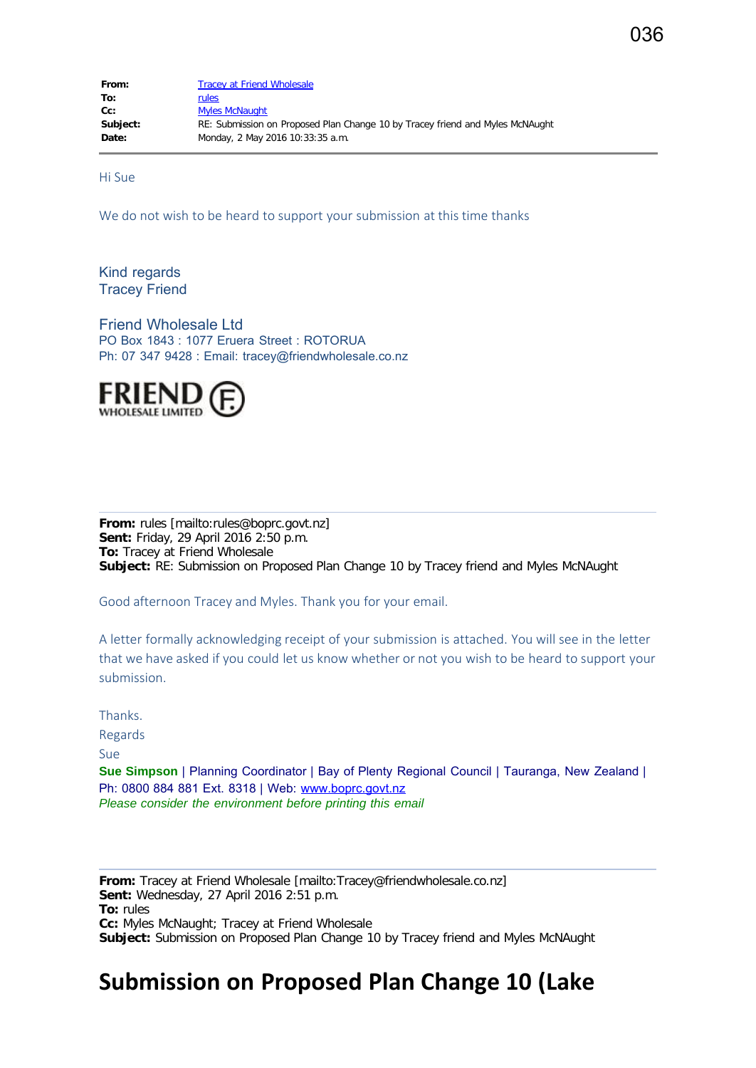| | |
|---|---|
| **From:** | Tracey at Friend Wholesale |
| **To:** | rules |
| **Cc:** | Myles McNaught |
| **Subject:** | RE: Submission on Proposed Plan Change 10 by Tracey friend and Myles McNAught |
| **Date:** | Monday, 2 May 2016 10:33:35 a.m. |

Hi Sue

We do not wish to be heard to support your submission at this time thanks

Kind regards
Tracey Friend

Friend Wholesale Ltd
PO Box 1843 : 1077 Eruera Street : ROTORUA
Ph: 07 347 9428 : Email: tracey@friendwholesale.co.nz

FRIEND WHOLESALE LIMITED

**From:** rules [mailto:rules@boprc.govt.nz]
**Sent:** Friday, 29 April 2016 2:50 p.m.
**To:** Tracey at Friend Wholesale
**Subject:** RE: Submission on Proposed Plan Change 10 by Tracey friend and Myles McNAught

Good afternoon Tracey and Myles. Thank you for your email.

A letter formally acknowledging receipt of your submission is attached. You will see in the letter that we have asked if you could let us know whether or not you wish to be heard to support your submission.

Thanks.
Regards
Sue

**Sue Simpson** | Planning Coordinator | Bay of Plenty Regional Council | Tauranga, New Zealand |
Ph: 0800 884 881 Ext. 8318 | Web: www.boprc.govt.nz
*Please consider the environment before printing this email*

**From:** Tracey at Friend Wholesale [mailto:Tracey@friendwholesale.co.nz]
**Sent:** Wednesday, 27 April 2016 2:51 p.m.
**To:** rules
**Cc:** Myles McNaught; Tracey at Friend Wholesale
**Subject:** Submission on Proposed Plan Change 10 by Tracey friend and Myles McNAught

# Submission on Proposed Plan Change 10 (Lake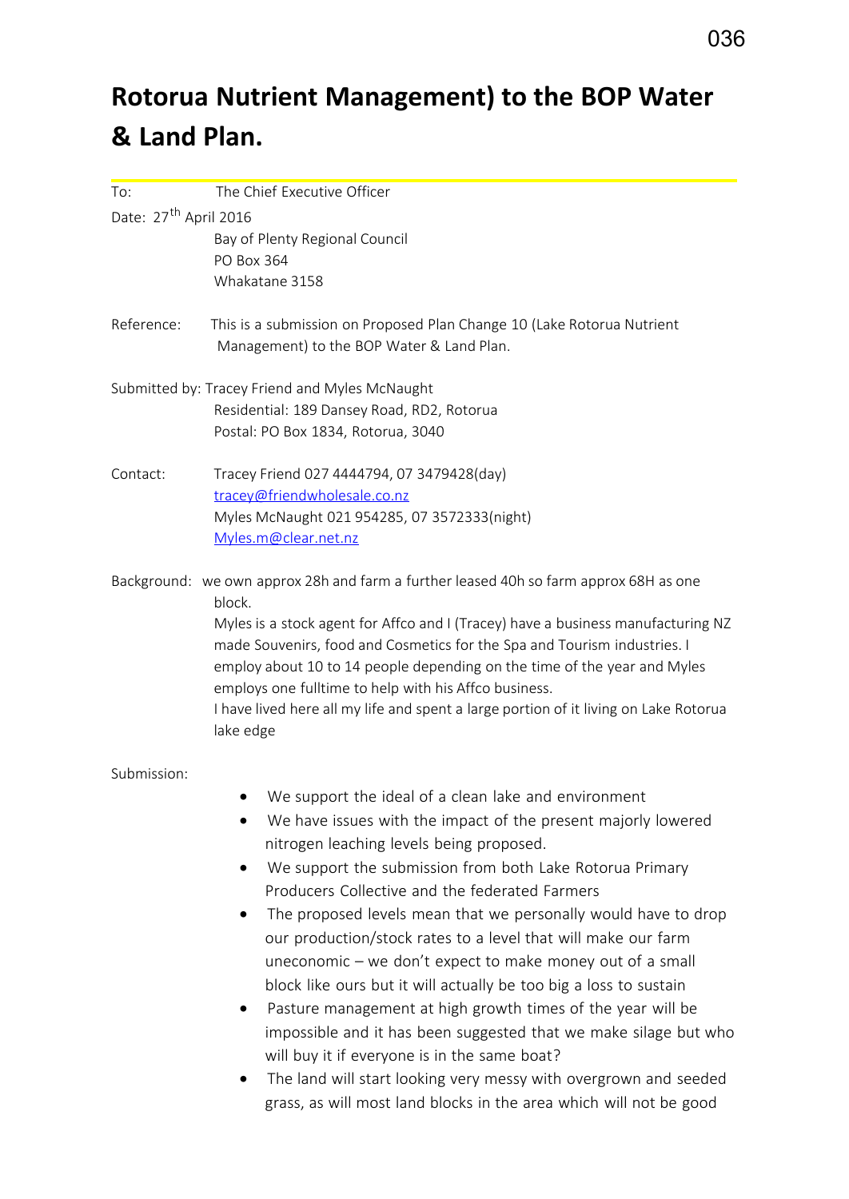# Rotorua Nutrient Management) to the BOP Water & Land Plan.

To: The Chief Executive Officer

Date: 27th April 2016

Bay of Plenty Regional Council
PO Box 364
Whakatane 3158

Reference: This is a submission on Proposed Plan Change 10 (Lake Rotorua Nutrient Management) to the BOP Water & Land Plan.

Submitted by: Tracey Friend and Myles McNaught
Residential: 189 Dansey Road, RD2, Rotorua
Postal: PO Box 1834, Rotorua, 3040

Contact: Tracey Friend 027 4444794, 07 3479428(day)
tracey@friendwholesale.co.nz
Myles McNaught 021 954285, 07 3572333(night)
Myles.m@clear.net.nz

Background: we own approx 28h and farm a further leased 40h so farm approx 68H as one block.
Myles is a stock agent for Affco and I (Tracey) have a business manufacturing NZ made Souvenirs, food and Cosmetics for the Spa and Tourism industries. I employ about 10 to 14 people depending on the time of the year and Myles employs one fulltime to help with his Affco business.
I have lived here all my life and spent a large portion of it living on Lake Rotorua lake edge

Submission:

- We support the ideal of a clean lake and environment
- We have issues with the impact of the present majorly lowered nitrogen leaching levels being proposed.
- We support the submission from both Lake Rotorua Primary Producers Collective and the federated Farmers
- The proposed levels mean that we personally would have to drop our production/stock rates to a level that will make our farm uneconomic – we don't expect to make money out of a small block like ours but it will actually be too big a loss to sustain
- Pasture management at high growth times of the year will be impossible and it has been suggested that we make silage but who will buy it if everyone is in the same boat?
- The land will start looking very messy with overgrown and seeded grass, as will most land blocks in the area which will not be good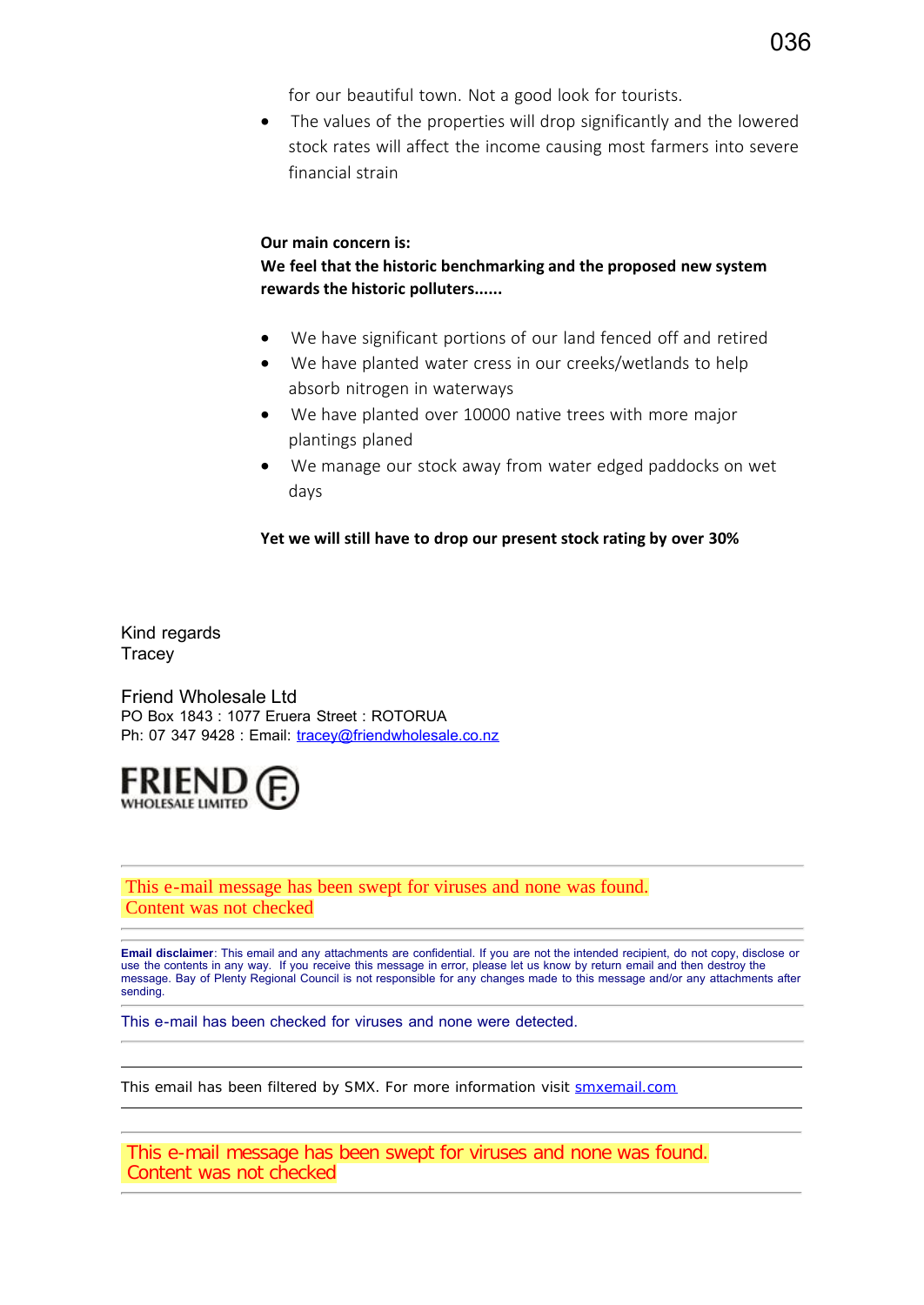for our beautiful town. Not a good look for tourists.

- The values of the properties will drop significantly and the lowered stock rates will affect the income causing most farmers into severe financial strain

**Our main concern is:**
**We feel that the historic benchmarking and the proposed new system rewards the historic polluters......**

- We have significant portions of our land fenced off and retired
- We have planted water cress in our creeks/wetlands to help absorb nitrogen in waterways
- We have planted over 10000 native trees with more major plantings planed
- We manage our stock away from water edged paddocks on wet days

**Yet we will still have to drop our present stock rating by over 30%**

Kind regards
Tracey

Friend Wholesale Ltd
PO Box 1843 : 1077 Eruera Street : ROTORUA
Ph: 07 347 9428 : Email: tracey@friendwholesale.co.nz

FRIEND WHOLESALE LIMITED

---

This e-mail message has been swept for viruses and none was found.
Content was not checked

---

**Email disclaimer**: This email and any attachments are confidential. If you are not the intended recipient, do not copy, disclose or use the contents in any way. If you receive this message in error, please let us know by return email and then destroy the message. Bay of Plenty Regional Council is not responsible for any changes made to this message and/or any attachments after sending.

This e-mail has been checked for viruses and none were detected.

---

This email has been filtered by SMX. For more information visit smxemail.com

---

This e-mail message has been swept for viruses and none was found.
Content was not checked